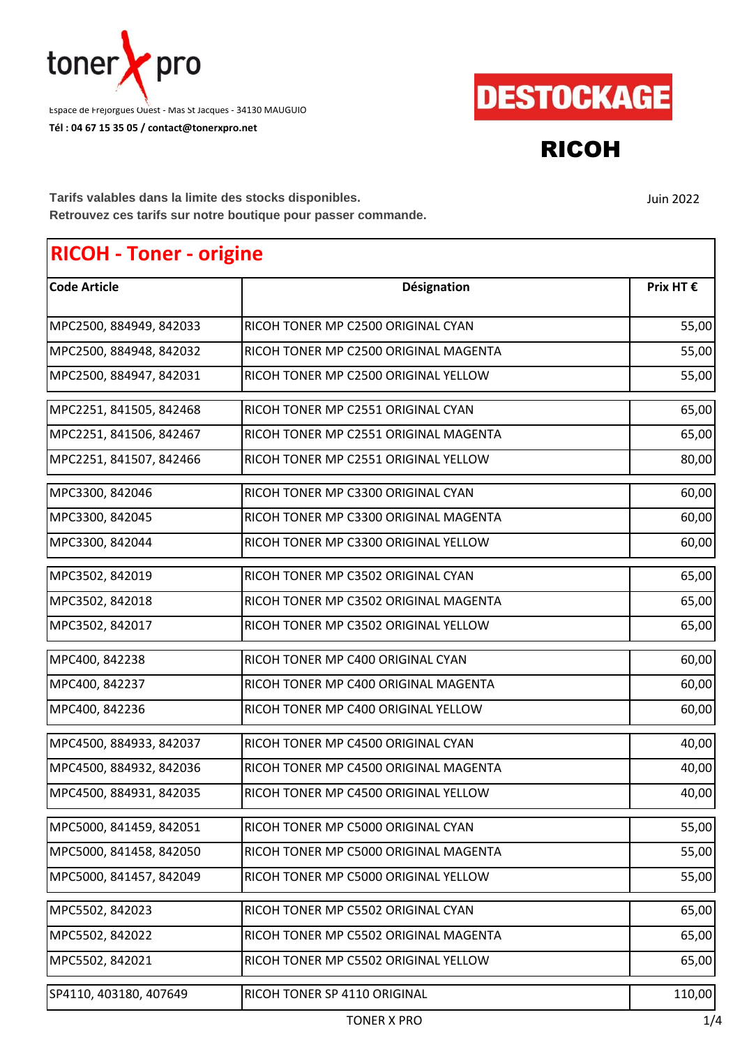toner X pro

Espace de Frejorgues Ouest - Mas St Jacques - 34130 MAUGUIO

**Tél : 04 67 15 35 05 / contact@tonerxpro.net**

# DESTOCKAGE

## RICOH

**Tarifs valables dans la limite des stocks disponibles.**
**Retrouvez ces tarifs sur notre boutique pour passer commande.**

Juin 2022

## RICOH - Toner - origine

| Code Article | Désignation | Prix HT € |
|---|---|---|
| MPC2500, 884949, 842033 | RICOH TONER MP C2500 ORIGINAL CYAN | 55,00 |
| MPC2500, 884948, 842032 | RICOH TONER MP C2500 ORIGINAL MAGENTA | 55,00 |
| MPC2500, 884947, 842031 | RICOH TONER MP C2500 ORIGINAL YELLOW | 55,00 |
| MPC2251, 841505, 842468 | RICOH TONER MP C2551 ORIGINAL CYAN | 65,00 |
| MPC2251, 841506, 842467 | RICOH TONER MP C2551 ORIGINAL MAGENTA | 65,00 |
| MPC2251, 841507, 842466 | RICOH TONER MP C2551 ORIGINAL YELLOW | 80,00 |
| MPC3300, 842046 | RICOH TONER MP C3300 ORIGINAL CYAN | 60,00 |
| MPC3300, 842045 | RICOH TONER MP C3300 ORIGINAL MAGENTA | 60,00 |
| MPC3300, 842044 | RICOH TONER MP C3300 ORIGINAL YELLOW | 60,00 |
| MPC3502, 842019 | RICOH TONER MP C3502 ORIGINAL CYAN | 65,00 |
| MPC3502, 842018 | RICOH TONER MP C3502 ORIGINAL MAGENTA | 65,00 |
| MPC3502, 842017 | RICOH TONER MP C3502 ORIGINAL YELLOW | 65,00 |
| MPC400, 842238 | RICOH TONER MP C400 ORIGINAL CYAN | 60,00 |
| MPC400, 842237 | RICOH TONER MP C400 ORIGINAL MAGENTA | 60,00 |
| MPC400, 842236 | RICOH TONER MP C400 ORIGINAL YELLOW | 60,00 |
| MPC4500, 884933, 842037 | RICOH TONER MP C4500 ORIGINAL CYAN | 40,00 |
| MPC4500, 884932, 842036 | RICOH TONER MP C4500 ORIGINAL MAGENTA | 40,00 |
| MPC4500, 884931, 842035 | RICOH TONER MP C4500 ORIGINAL YELLOW | 40,00 |
| MPC5000, 841459, 842051 | RICOH TONER MP C5000 ORIGINAL CYAN | 55,00 |
| MPC5000, 841458, 842050 | RICOH TONER MP C5000 ORIGINAL MAGENTA | 55,00 |
| MPC5000, 841457, 842049 | RICOH TONER MP C5000 ORIGINAL YELLOW | 55,00 |
| MPC5502, 842023 | RICOH TONER MP C5502 ORIGINAL CYAN | 65,00 |
| MPC5502, 842022 | RICOH TONER MP C5502 ORIGINAL MAGENTA | 65,00 |
| MPC5502, 842021 | RICOH TONER MP C5502 ORIGINAL YELLOW | 65,00 |
| SP4110, 403180, 407649 | RICOH TONER SP 4110 ORIGINAL | 110,00 |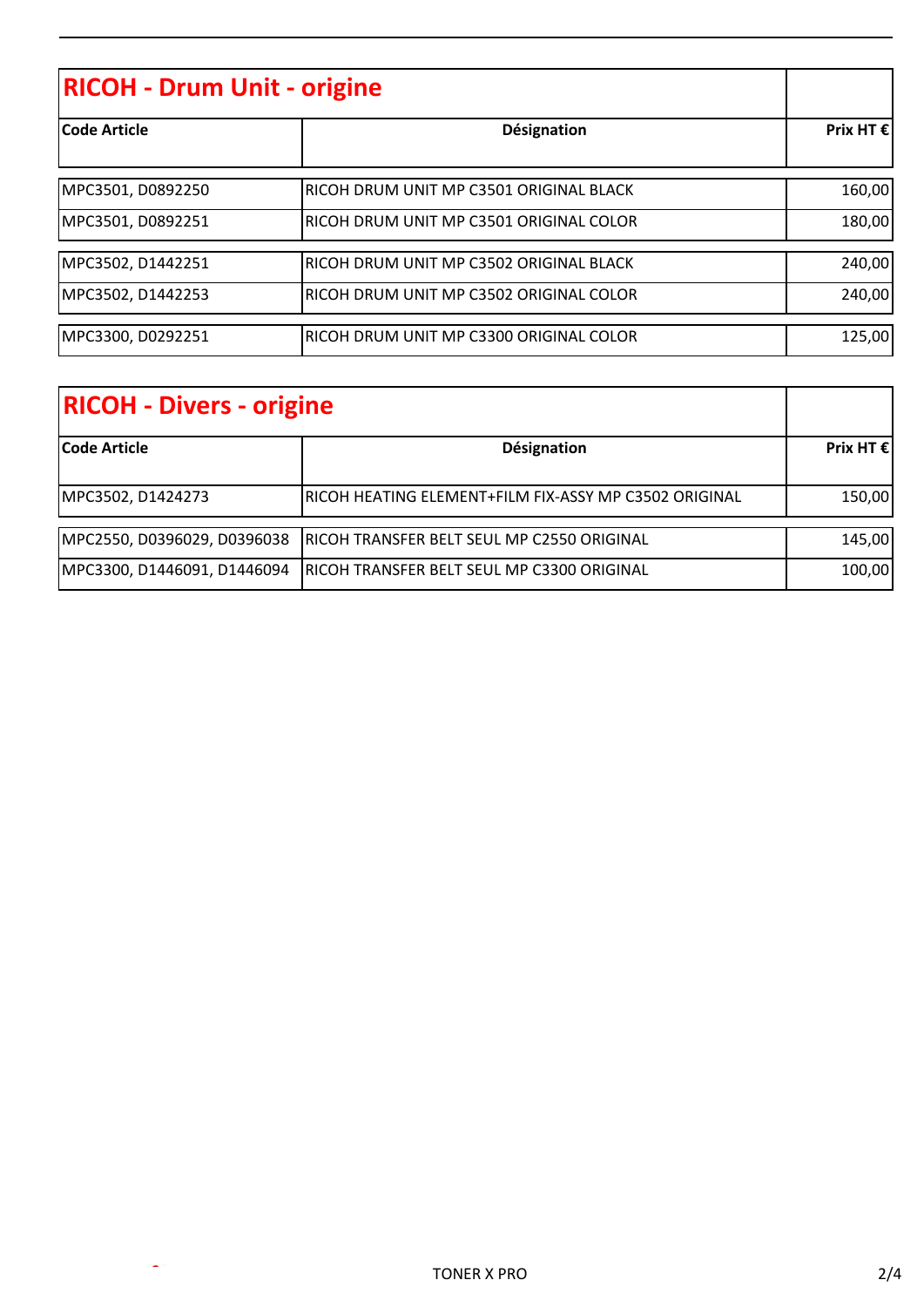## RICOH - Drum Unit - origine

| Code Article | Désignation | Prix HT € |
|---|---|---|
| MPC3501, D0892250 | RICOH DRUM UNIT MP C3501 ORIGINAL BLACK | 160,00 |
| MPC3501, D0892251 | RICOH DRUM UNIT MP C3501 ORIGINAL COLOR | 180,00 |
| MPC3502, D1442251 | RICOH DRUM UNIT MP C3502 ORIGINAL BLACK | 240,00 |
| MPC3502, D1442253 | RICOH DRUM UNIT MP C3502 ORIGINAL COLOR | 240,00 |
| MPC3300, D0292251 | RICOH DRUM UNIT MP C3300 ORIGINAL COLOR | 125,00 |

## RICOH - Divers - origine

| Code Article | Désignation | Prix HT € |
|---|---|---|
| MPC3502, D1424273 | RICOH HEATING ELEMENT+FILM FIX-ASSY MP C3502 ORIGINAL | 150,00 |
| MPC2550, D0396029, D0396038 | RICOH TRANSFER BELT SEUL MP C2550 ORIGINAL | 145,00 |
| MPC3300, D1446091, D1446094 | RICOH TRANSFER BELT SEUL MP C3300 ORIGINAL | 100,00 |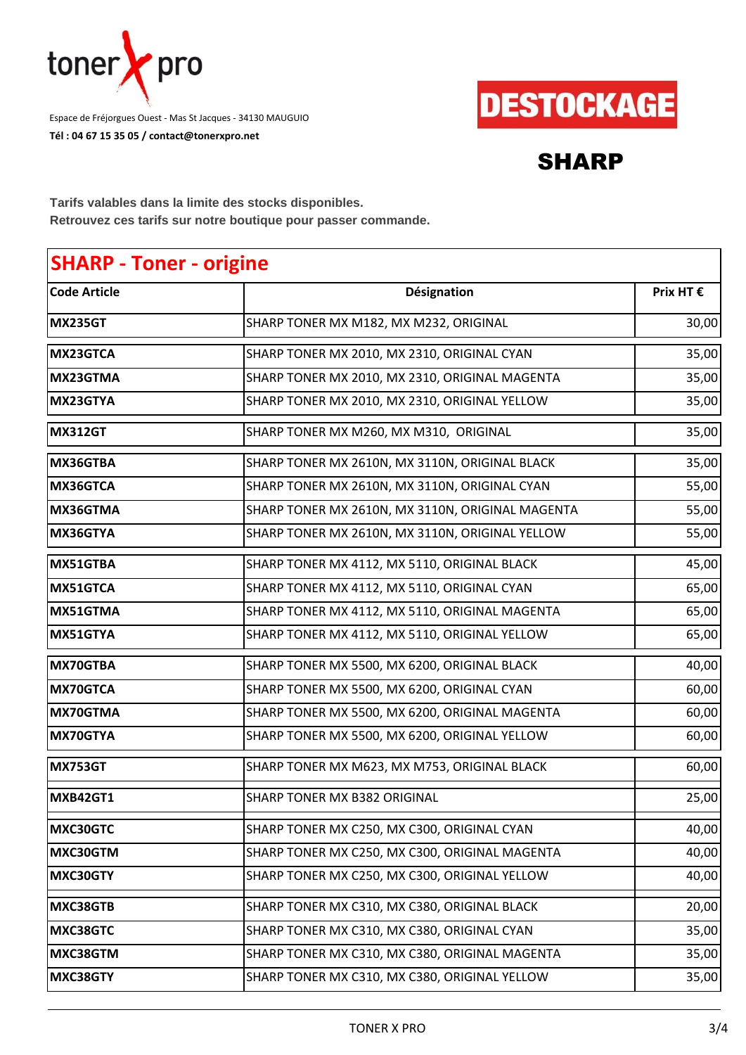toner pro

Espace de Fréjorgues Ouest - Mas St Jacques - 34130 MAUGUIO

**Tél : 04 67 15 35 05 / contact@tonerxpro.net**

# DESTOCKAGE

## SHARP

**Tarifs valables dans la limite des stocks disponibles.**
**Retrouvez ces tarifs sur notre boutique pour passer commande.**

## SHARP - Toner - origine

| Code Article | Désignation | Prix HT € |
|---|---|---|
| **MX235GT** | SHARP TONER MX M182, MX M232, ORIGINAL | 30,00 |
| **MX23GTCA** | SHARP TONER MX 2010, MX 2310, ORIGINAL CYAN | 35,00 |
| **MX23GTMA** | SHARP TONER MX 2010, MX 2310, ORIGINAL MAGENTA | 35,00 |
| **MX23GTYA** | SHARP TONER MX 2010, MX 2310, ORIGINAL YELLOW | 35,00 |
| **MX312GT** | SHARP TONER MX M260, MX M310, ORIGINAL | 35,00 |
| **MX36GTBA** | SHARP TONER MX 2610N, MX 3110N, ORIGINAL BLACK | 35,00 |
| **MX36GTCA** | SHARP TONER MX 2610N, MX 3110N, ORIGINAL CYAN | 55,00 |
| **MX36GTMA** | SHARP TONER MX 2610N, MX 3110N, ORIGINAL MAGENTA | 55,00 |
| **MX36GTYA** | SHARP TONER MX 2610N, MX 3110N, ORIGINAL YELLOW | 55,00 |
| **MX51GTBA** | SHARP TONER MX 4112, MX 5110, ORIGINAL BLACK | 45,00 |
| **MX51GTCA** | SHARP TONER MX 4112, MX 5110, ORIGINAL CYAN | 65,00 |
| **MX51GTMA** | SHARP TONER MX 4112, MX 5110, ORIGINAL MAGENTA | 65,00 |
| **MX51GTYA** | SHARP TONER MX 4112, MX 5110, ORIGINAL YELLOW | 65,00 |
| **MX70GTBA** | SHARP TONER MX 5500, MX 6200, ORIGINAL BLACK | 40,00 |
| **MX70GTCA** | SHARP TONER MX 5500, MX 6200, ORIGINAL CYAN | 60,00 |
| **MX70GTMA** | SHARP TONER MX 5500, MX 6200, ORIGINAL MAGENTA | 60,00 |
| **MX70GTYA** | SHARP TONER MX 5500, MX 6200, ORIGINAL YELLOW | 60,00 |
| **MX753GT** | SHARP TONER MX M623, MX M753, ORIGINAL BLACK | 60,00 |
| **MXB42GT1** | SHARP TONER MX B382 ORIGINAL | 25,00 |
| **MXC30GTC** | SHARP TONER MX C250, MX C300, ORIGINAL CYAN | 40,00 |
| **MXC30GTM** | SHARP TONER MX C250, MX C300, ORIGINAL MAGENTA | 40,00 |
| **MXC30GTY** | SHARP TONER MX C250, MX C300, ORIGINAL YELLOW | 40,00 |
| **MXC38GTB** | SHARP TONER MX C310, MX C380, ORIGINAL BLACK | 20,00 |
| **MXC38GTC** | SHARP TONER MX C310, MX C380, ORIGINAL CYAN | 35,00 |
| **MXC38GTM** | SHARP TONER MX C310, MX C380, ORIGINAL MAGENTA | 35,00 |
| **MXC38GTY** | SHARP TONER MX C310, MX C380, ORIGINAL YELLOW | 35,00 |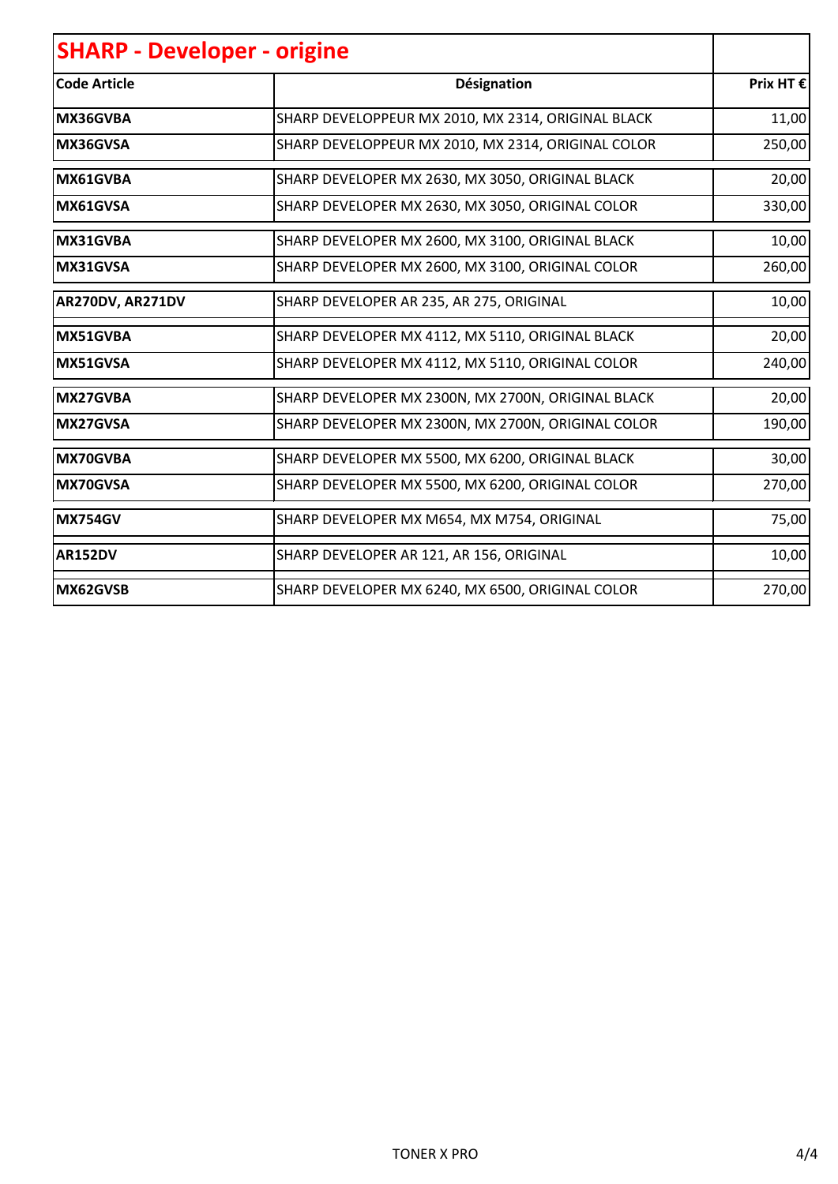## SHARP - Developer - origine

| Code Article | Désignation | Prix HT € |
|---|---|---|
| **MX36GVBA** | SHARP DEVELOPPEUR MX 2010, MX 2314, ORIGINAL BLACK | 11,00 |
| **MX36GVSA** | SHARP DEVELOPPEUR MX 2010, MX 2314, ORIGINAL COLOR | 250,00 |
| **MX61GVBA** | SHARP DEVELOPER MX 2630, MX 3050, ORIGINAL BLACK | 20,00 |
| **MX61GVSA** | SHARP DEVELOPER MX 2630, MX 3050, ORIGINAL COLOR | 330,00 |
| **MX31GVBA** | SHARP DEVELOPER MX 2600, MX 3100, ORIGINAL BLACK | 10,00 |
| **MX31GVSA** | SHARP DEVELOPER MX 2600, MX 3100, ORIGINAL COLOR | 260,00 |
| **AR270DV, AR271DV** | SHARP DEVELOPER AR 235, AR 275, ORIGINAL | 10,00 |
| **MX51GVBA** | SHARP DEVELOPER MX 4112, MX 5110, ORIGINAL BLACK | 20,00 |
| **MX51GVSA** | SHARP DEVELOPER MX 4112, MX 5110, ORIGINAL COLOR | 240,00 |
| **MX27GVBA** | SHARP DEVELOPER MX 2300N, MX 2700N, ORIGINAL BLACK | 20,00 |
| **MX27GVSA** | SHARP DEVELOPER MX 2300N, MX 2700N, ORIGINAL COLOR | 190,00 |
| **MX70GVBA** | SHARP DEVELOPER MX 5500, MX 6200, ORIGINAL BLACK | 30,00 |
| **MX70GVSA** | SHARP DEVELOPER MX 5500, MX 6200, ORIGINAL COLOR | 270,00 |
| **MX754GV** | SHARP DEVELOPER MX M654, MX M754, ORIGINAL | 75,00 |
| **AR152DV** | SHARP DEVELOPER AR 121, AR 156, ORIGINAL | 10,00 |
| **MX62GVSB** | SHARP DEVELOPER MX 6240, MX 6500, ORIGINAL COLOR | 270,00 |